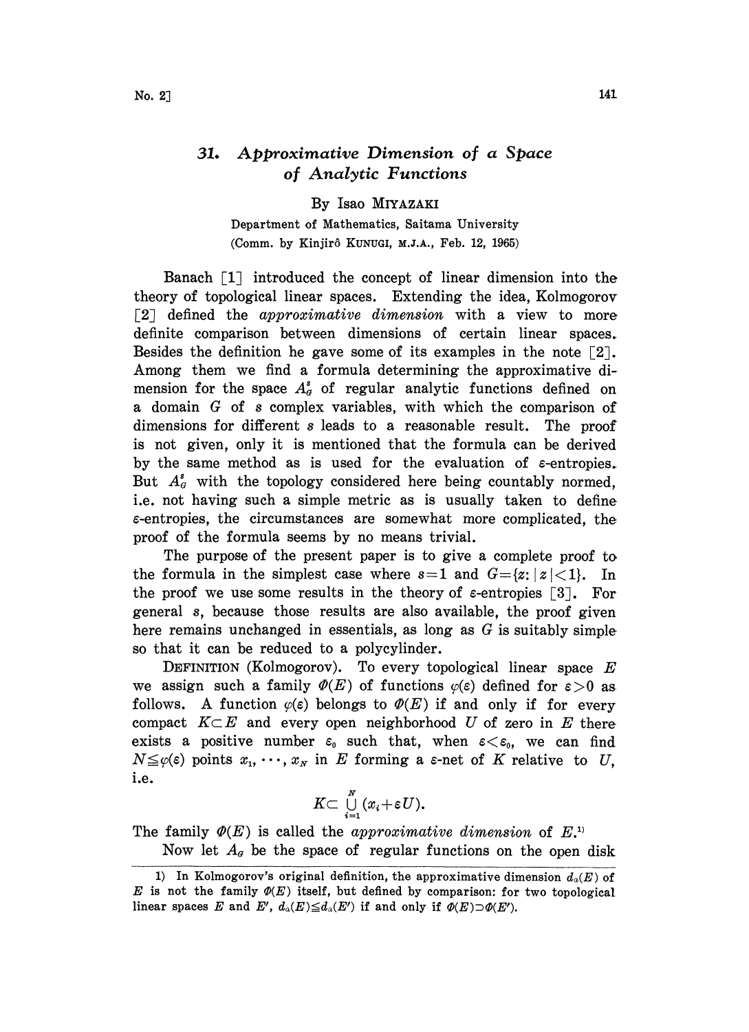# 31. *Approximative Dimension of a Space of Analytic Functions*

By Isao MIYAZAKI

Department of Mathematics, Saitama University

(Comm. by Kinjirô KUNUGI, M.J.A., Feb. 12, 1965)

Banach [1] introduced the concept of linear dimension into the theory of topological linear spaces. Extending the idea, Kolmogorov [2] defined the *approximative dimension* with a view to more definite comparison between dimensions of certain linear spaces. Besides the definition he gave some of its examples in the note [2]. Among them we find a formula determining the approximative dimension for the space $A_G^s$ of regular analytic functions defined on a domain $G$ of $s$ complex variables, with which the comparison of dimensions for different $s$ leads to a reasonable result. The proof is not given, only it is mentioned that the formula can be derived by the same method as is used for the evaluation of $\varepsilon$-entropies. But $A_G^s$ with the topology considered here being countably normed, i.e. not having such a simple metric as is usually taken to define $\varepsilon$-entropies, the circumstances are somewhat more complicated, the proof of the formula seems by no means trivial.

The purpose of the present paper is to give a complete proof to the formula in the simplest case where $s=1$ and $G=\{z:|z|<1\}$. In the proof we use some results in the theory of $\varepsilon$-entropies [3]. For general $s$, because those results are also available, the proof given here remains unchanged in essentials, as long as $G$ is suitably simple so that it can be reduced to a polycylinder.

DEFINITION (Kolmogorov). To every topological linear space $E$ we assign such a family $\Phi(E)$ of functions $\varphi(\varepsilon)$ defined for $\varepsilon>0$ as follows. A function $\varphi(\varepsilon)$ belongs to $\Phi(E)$ if and only if for every compact $K\subset E$ and every open neighborhood $U$ of zero in $E$ there exists a positive number $\varepsilon_0$ such that, when $\varepsilon<\varepsilon_0$, we can find $N\leqq\varphi(\varepsilon)$ points $x_1,\cdots,x_N$ in $E$ forming a $\varepsilon$-net of $K$ relative to $U$, i.e.

$$K\subset\bigcup_{i=1}^{N}(x_i+\varepsilon U).$$

The family $\Phi(E)$ is called the *approximative dimension* of $E$.[1)]

Now let $A_G$ be the space of regular functions on the open disk

---

1) In Kolmogorov's original definition, the approximative dimension $d_a(E)$ of $E$ is not the family $\Phi(E)$ itself, but defined by comparison: for two topological linear spaces $E$ and $E'$, $d_a(E)\leqq d_a(E')$ if and only if $\Phi(E)\supset\Phi(E')$.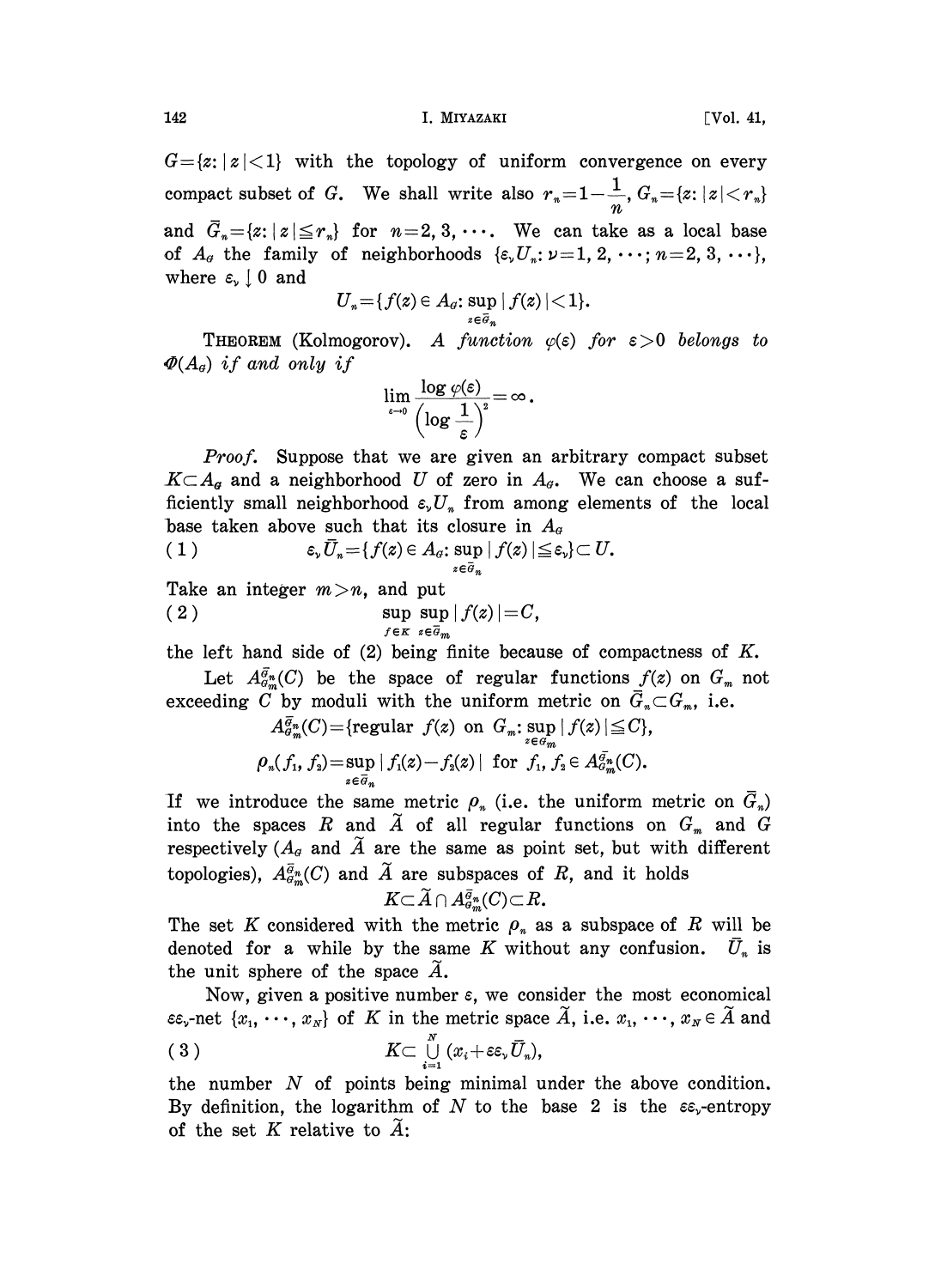$G=\{z: |z|<1\}$ with the topology of uniform convergence on every compact subset of $G$. We shall write also $r_n=1-\frac{1}{n}$, $G_n=\{z: |z|<r_n\}$ and $\bar{G}_n=\{z: |z|\leqq r_n\}$ for $n=2, 3, \cdots$. We can take as a local base of $A_G$ the family of neighborhoods $\{\varepsilon_\nu U_n: \nu=1, 2, \cdots; n=2, 3, \cdots\}$, where $\varepsilon_\nu \downarrow 0$ and

$$U_n=\{f(z)\in A_G: \sup_{z\in\bar{G}_n}|f(z)|<1\}.$$

THEOREM (Kolmogorov). *A function $\varphi(\varepsilon)$ for $\varepsilon>0$ belongs to $\Phi(A_G)$ if and only if*

$$\lim_{\varepsilon\to 0}\frac{\log \varphi(\varepsilon)}{\left(\log \dfrac{1}{\varepsilon}\right)^2}=\infty.$$

*Proof.* Suppose that we are given an arbitrary compact subset $K\subset A_G$ and a neighborhood $U$ of zero in $A_G$. We can choose a sufficiently small neighborhood $\varepsilon_\nu U_n$ from among elements of the local base taken above such that its closure in $A_G$

$$\varepsilon_\nu \bar{U}_n=\{f(z)\in A_G: \sup_{z\in\bar{G}_n}|f(z)|\leqq\varepsilon_\nu\}\subset U. \tag{1}$$

Take an integer $m>n$, and put

$$\sup_{f\in K}\sup_{z\in\bar{G}_m}|f(z)|=C, \tag{2}$$

the left hand side of (2) being finite because of compactness of $K$.

Let $A_{G_m}^{\bar{G}_n}(C)$ be the space of regular functions $f(z)$ on $G_m$ not exceeding $C$ by moduli with the uniform metric on $\bar{G}_n\subset G_m$, i.e.

$$A_{G_m}^{\bar{G}_n}(C)=\{\text{regular } f(z) \text{ on } G_m: \sup_{z\in G_m}|f(z)|\leqq C\},$$

$$\rho_n(f_1, f_2)=\sup_{z\in\bar{G}_n}|f_1(z)-f_2(z)| \quad \text{for } f_1, f_2\in A_{G_m}^{\bar{G}_n}(C).$$

If we introduce the same metric $\rho_n$ (i.e. the uniform metric on $\bar{G}_n$) into the spaces $R$ and $\tilde{A}$ of all regular functions on $G_m$ and $G$ respectively ($A_G$ and $\tilde{A}$ are the same as point set, but with different topologies), $A_{G_m}^{\bar{G}_n}(C)$ and $\tilde{A}$ are subspaces of $R$, and it holds

$$K\subset\tilde{A}\cap A_{G_m}^{\bar{G}_n}(C)\subset R.$$

The set $K$ considered with the metric $\rho_n$ as a subspace of $R$ will be denoted for a while by the same $K$ without any confusion. $\bar{U}_n$ is the unit sphere of the space $\tilde{A}$.

Now, given a positive number $\varepsilon$, we consider the most economical $\varepsilon\varepsilon_\nu$-net $\{x_1, \cdots, x_N\}$ of $K$ in the metric space $\tilde{A}$, i.e. $x_1, \cdots, x_N\in\tilde{A}$ and

$$K\subset\bigcup_{i=1}^{N}(x_i+\varepsilon\varepsilon_\nu\bar{U}_n), \tag{3}$$

the number $N$ of points being minimal under the above condition. By definition, the logarithm of $N$ to the base 2 is the $\varepsilon\varepsilon_\nu$-entropy of the set $K$ relative to $\tilde{A}$: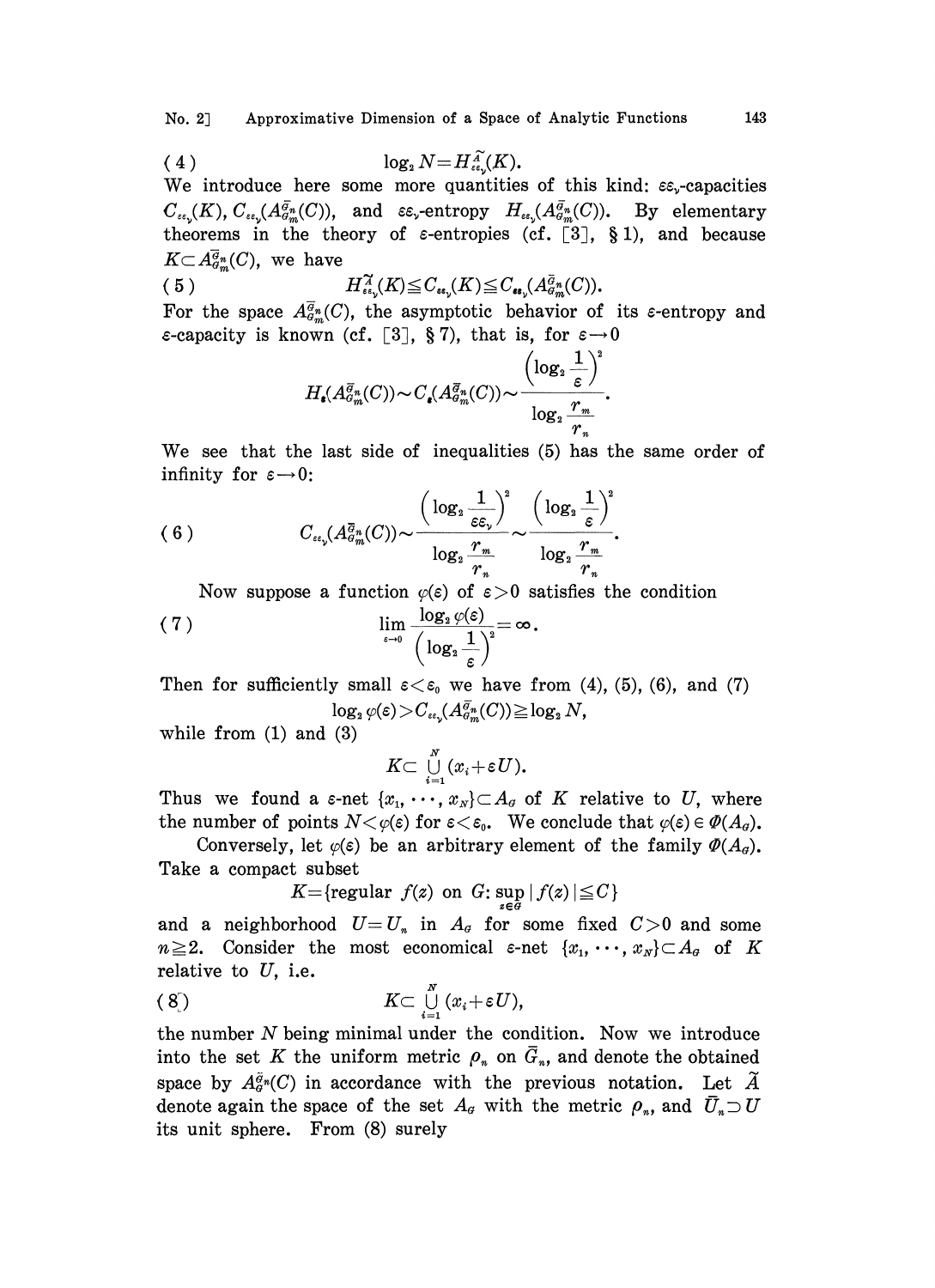$$(4) \qquad \log_2 N = H^{\tilde{A}}_{\varepsilon\varepsilon_\nu}(K).$$

We introduce here some more quantities of this kind: $\varepsilon\varepsilon_\nu$-capacities $C_{\varepsilon\varepsilon_\nu}(K)$, $C_{\varepsilon\varepsilon_\nu}(A^{\bar{G}_n}_{\bar{G}_m}(C))$, and $\varepsilon\varepsilon_\nu$-entropy $H_{\varepsilon\varepsilon_\nu}(A^{\bar{G}_n}_{\bar{G}_m}(C))$. By elementary theorems in the theory of $\varepsilon$-entropies (cf. [3], § 1), and because $K \subset A^{\bar{G}_n}_{\bar{G}_m}(C)$, we have

$$(5) \qquad H^{\tilde{A}}_{\varepsilon\varepsilon_\nu}(K) \leqq C_{\varepsilon\varepsilon_\nu}(K) \leqq C_{\varepsilon\varepsilon_\nu}(A^{\bar{G}_n}_{\bar{G}_m}(C)).$$

For the space $A^{\bar{G}_n}_{\bar{G}_m}(C)$, the asymptotic behavior of its $\varepsilon$-entropy and $\varepsilon$-capacity is known (cf. [3], § 7), that is, for $\varepsilon \to 0$

$$H_\varepsilon(A^{\bar{G}_n}_{\bar{G}_m}(C)) \sim C_\varepsilon(A^{\bar{G}_n}_{\bar{G}_m}(C)) \sim \frac{\left(\log_2 \dfrac{1}{\varepsilon}\right)^2}{\log_2 \dfrac{r_m}{r_n}}.$$

We see that the last side of inequalities (5) has the same order of infinity for $\varepsilon \to 0$:

$$(6) \qquad C_{\varepsilon\varepsilon_\nu}(A^{\bar{G}_n}_{\bar{G}_m}(C)) \sim \frac{\left(\log_2 \dfrac{1}{\varepsilon\varepsilon_\nu}\right)^2}{\log_2 \dfrac{r_m}{r_n}} \sim \frac{\left(\log_2 \dfrac{1}{\varepsilon}\right)^2}{\log_2 \dfrac{r_m}{r_n}}.$$

Now suppose a function $\varphi(\varepsilon)$ of $\varepsilon > 0$ satisfies the condition

$$(7) \qquad \lim_{\varepsilon \to 0} \frac{\log_2 \varphi(\varepsilon)}{\left(\log_2 \dfrac{1}{\varepsilon}\right)^2} = \infty.$$

Then for sufficiently small $\varepsilon < \varepsilon_0$ we have from (4), (5), (6), and (7)

$$\log_2 \varphi(\varepsilon) > C_{\varepsilon\varepsilon_\nu}(A^{\bar{G}_n}_{\bar{G}_m}(C)) \geqq \log_2 N,$$

while from (1) and (3)

$$K \subset \bigcup_{i=1}^{N} (x_i + \varepsilon U).$$

Thus we found a $\varepsilon$-net $\{x_1, \cdots, x_N\} \subset A_G$ of $K$ relative to $U$, where the number of points $N < \varphi(\varepsilon)$ for $\varepsilon < \varepsilon_0$. We conclude that $\varphi(\varepsilon) \in \Phi(A_G)$.

Conversely, let $\varphi(\varepsilon)$ be an arbitrary element of the family $\Phi(A_G)$. Take a compact subset

$$K = \{\text{regular } f(z) \text{ on } G: \sup_{z \in G} |f(z)| \leqq C\}$$

and a neighborhood $U = U_n$ in $A_G$ for some fixed $C > 0$ and some $n \geqq 2$. Consider the most economical $\varepsilon$-net $\{x_1, \cdots, x_N\} \subset A_G$ of $K$ relative to $U$, i.e.

$$(8) \qquad K \subset \bigcup_{i=1}^{N} (x_i + \varepsilon U),$$

the number $N$ being minimal under the condition. Now we introduce into the set $K$ the uniform metric $\rho_n$ on $\bar{G}_n$, and denote the obtained space by $A^{\bar{G}_n}_G(C)$ in accordance with the previous notation. Let $\tilde{A}$ denote again the space of the set $A_G$ with the metric $\rho_n$, and $\bar{U}_n \supset U$ its unit sphere. From (8) surely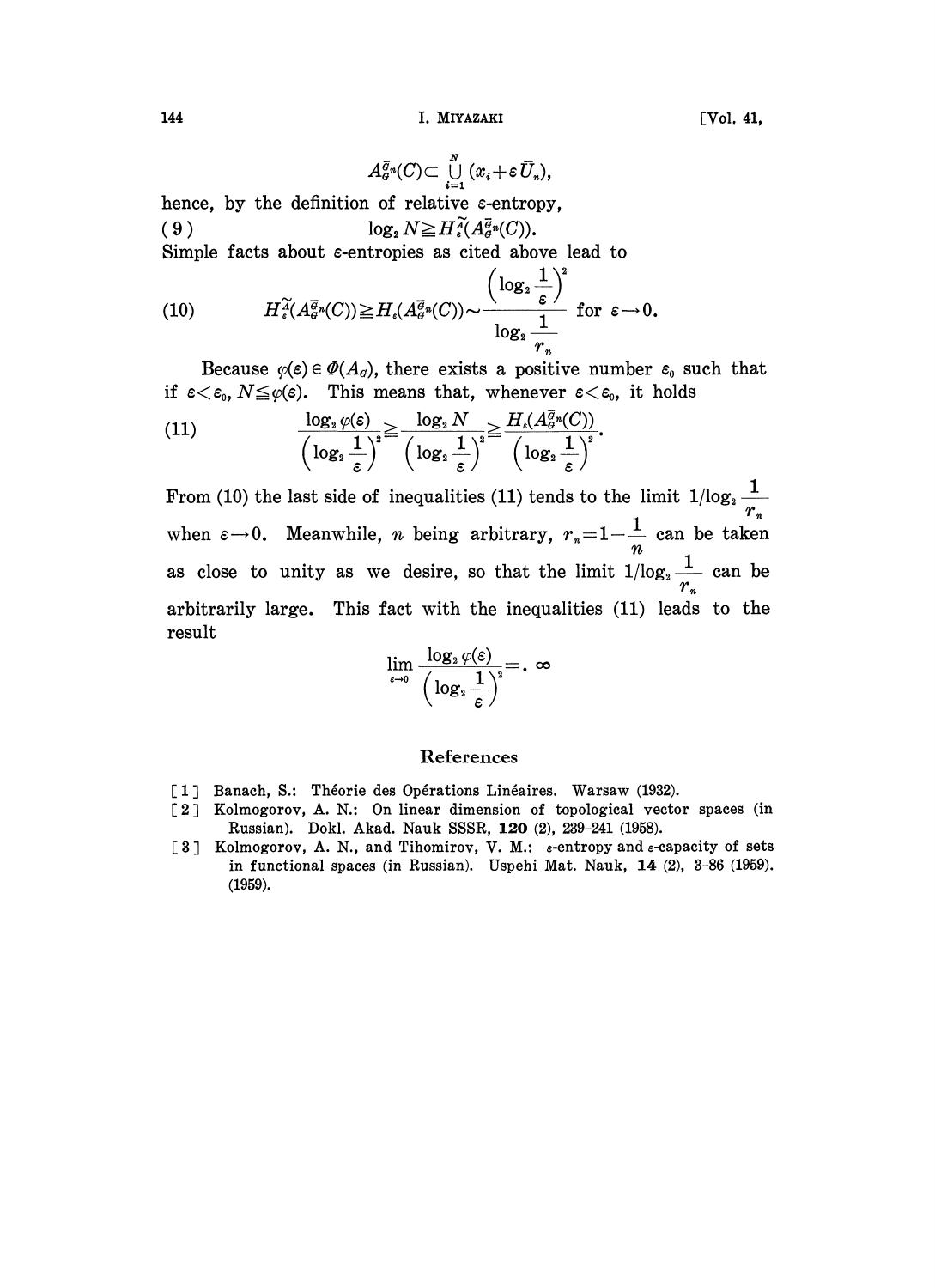$$A_G^{\bar{q}_n}(C) \subset \bigcup_{i=1}^{N} (x_i + \varepsilon \bar{U}_n),$$

hence, by the definition of relative $\varepsilon$-entropy,

$$\log_2 N \geqq H_\varepsilon^{\widetilde{A}}(A_G^{\bar{q}_n}(C)). \tag{9}$$

Simple facts about $\varepsilon$-entropies as cited above lead to

$$H_\varepsilon^{\widetilde{A}}(A_G^{\bar{q}_n}(C)) \geqq H_\varepsilon(A_G^{\bar{q}_n}(C)) \sim \frac{\left(\log_2 \dfrac{1}{\varepsilon}\right)^2}{\log_2 \dfrac{1}{r_n}} \text{ for } \varepsilon \to 0. \tag{10}$$

Because $\varphi(\varepsilon) \in \Phi(A_G)$, there exists a positive number $\varepsilon_0$ such that if $\varepsilon < \varepsilon_0$, $N \leqq \varphi(\varepsilon)$. This means that, whenever $\varepsilon < \varepsilon_0$, it holds

$$\frac{\log_2 \varphi(\varepsilon)}{\left(\log_2 \dfrac{1}{\varepsilon}\right)^2} \geqq \frac{\log_2 N}{\left(\log_2 \dfrac{1}{\varepsilon}\right)^2} \geqq \frac{H_\varepsilon(A_G^{\bar{q}_n}(C))}{\left(\log_2 \dfrac{1}{\varepsilon}\right)^2}. \tag{11}$$

From (10) the last side of inequalities (11) tends to the limit $1/\log_2 \dfrac{1}{r_n}$ when $\varepsilon \to 0$. Meanwhile, $n$ being arbitrary, $r_n = 1 - \dfrac{1}{n}$ can be taken as close to unity as we desire, so that the limit $1/\log_2 \dfrac{1}{r_n}$ can be arbitrarily large. This fact with the inequalities (11) leads to the result

$$\lim_{\varepsilon \to 0} \frac{\log_2 \varphi(\varepsilon)}{\left(\log_2 \dfrac{1}{\varepsilon}\right)^2} = \infty.$$

## References

[1] Banach, S.: Théorie des Opérations Linéaires. Warsaw (1932).

[2] Kolmogorov, A. N.: On linear dimension of topological vector spaces (in Russian). Dokl. Akad. Nauk SSSR, **120** (2), 239–241 (1958).

[3] Kolmogorov, A. N., and Tihomirov, V. M.: $\varepsilon$-entropy and $\varepsilon$-capacity of sets in functional spaces (in Russian). Uspehi Mat. Nauk, **14** (2), 3–86 (1959). (1959).